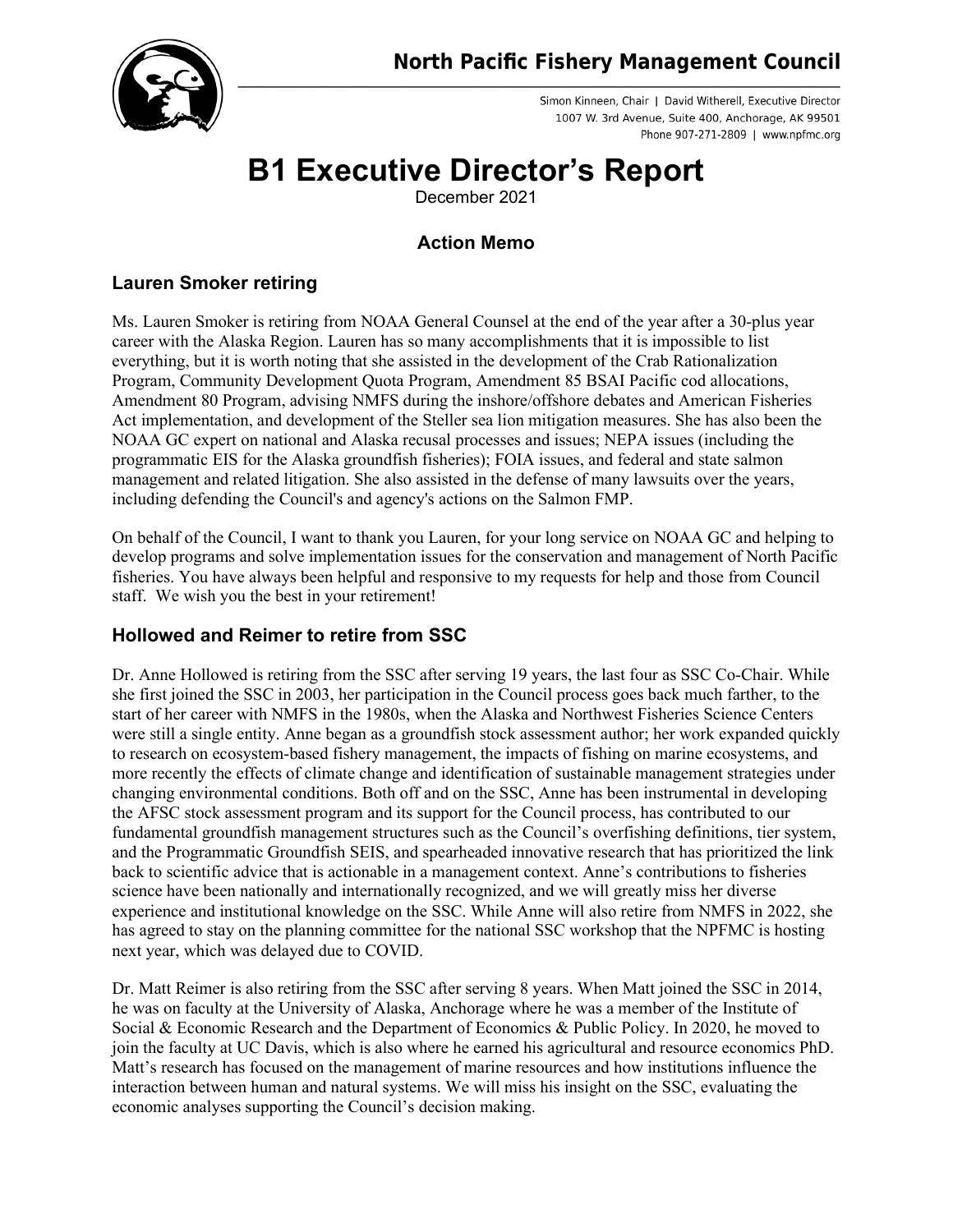# North Pacific Fishery Management Council

Simon Kinneen, Chair | David Witherell, Executive Director
1007 W. 3rd Avenue, Suite 400, Anchorage, AK 99501
Phone 907-271-2809 | www.npfmc.org

# B1 Executive Director's Report

December 2021

### Action Memo

## Lauren Smoker retiring

Ms. Lauren Smoker is retiring from NOAA General Counsel at the end of the year after a 30-plus year career with the Alaska Region. Lauren has so many accomplishments that it is impossible to list everything, but it is worth noting that she assisted in the development of the Crab Rationalization Program, Community Development Quota Program, Amendment 85 BSAI Pacific cod allocations, Amendment 80 Program, advising NMFS during the inshore/offshore debates and American Fisheries Act implementation, and development of the Steller sea lion mitigation measures. She has also been the NOAA GC expert on national and Alaska recusal processes and issues; NEPA issues (including the programmatic EIS for the Alaska groundfish fisheries); FOIA issues, and federal and state salmon management and related litigation. She also assisted in the defense of many lawsuits over the years, including defending the Council's and agency's actions on the Salmon FMP.

On behalf of the Council, I want to thank you Lauren, for your long service on NOAA GC and helping to develop programs and solve implementation issues for the conservation and management of North Pacific fisheries. You have always been helpful and responsive to my requests for help and those from Council staff. We wish you the best in your retirement!

## Hollowed and Reimer to retire from SSC

Dr. Anne Hollowed is retiring from the SSC after serving 19 years, the last four as SSC Co-Chair. While she first joined the SSC in 2003, her participation in the Council process goes back much farther, to the start of her career with NMFS in the 1980s, when the Alaska and Northwest Fisheries Science Centers were still a single entity. Anne began as a groundfish stock assessment author; her work expanded quickly to research on ecosystem-based fishery management, the impacts of fishing on marine ecosystems, and more recently the effects of climate change and identification of sustainable management strategies under changing environmental conditions. Both off and on the SSC, Anne has been instrumental in developing the AFSC stock assessment program and its support for the Council process, has contributed to our fundamental groundfish management structures such as the Council's overfishing definitions, tier system, and the Programmatic Groundfish SEIS, and spearheaded innovative research that has prioritized the link back to scientific advice that is actionable in a management context. Anne's contributions to fisheries science have been nationally and internationally recognized, and we will greatly miss her diverse experience and institutional knowledge on the SSC. While Anne will also retire from NMFS in 2022, she has agreed to stay on the planning committee for the national SSC workshop that the NPFMC is hosting next year, which was delayed due to COVID.

Dr. Matt Reimer is also retiring from the SSC after serving 8 years. When Matt joined the SSC in 2014, he was on faculty at the University of Alaska, Anchorage where he was a member of the Institute of Social & Economic Research and the Department of Economics & Public Policy. In 2020, he moved to join the faculty at UC Davis, which is also where he earned his agricultural and resource economics PhD. Matt's research has focused on the management of marine resources and how institutions influence the interaction between human and natural systems. We will miss his insight on the SSC, evaluating the economic analyses supporting the Council's decision making.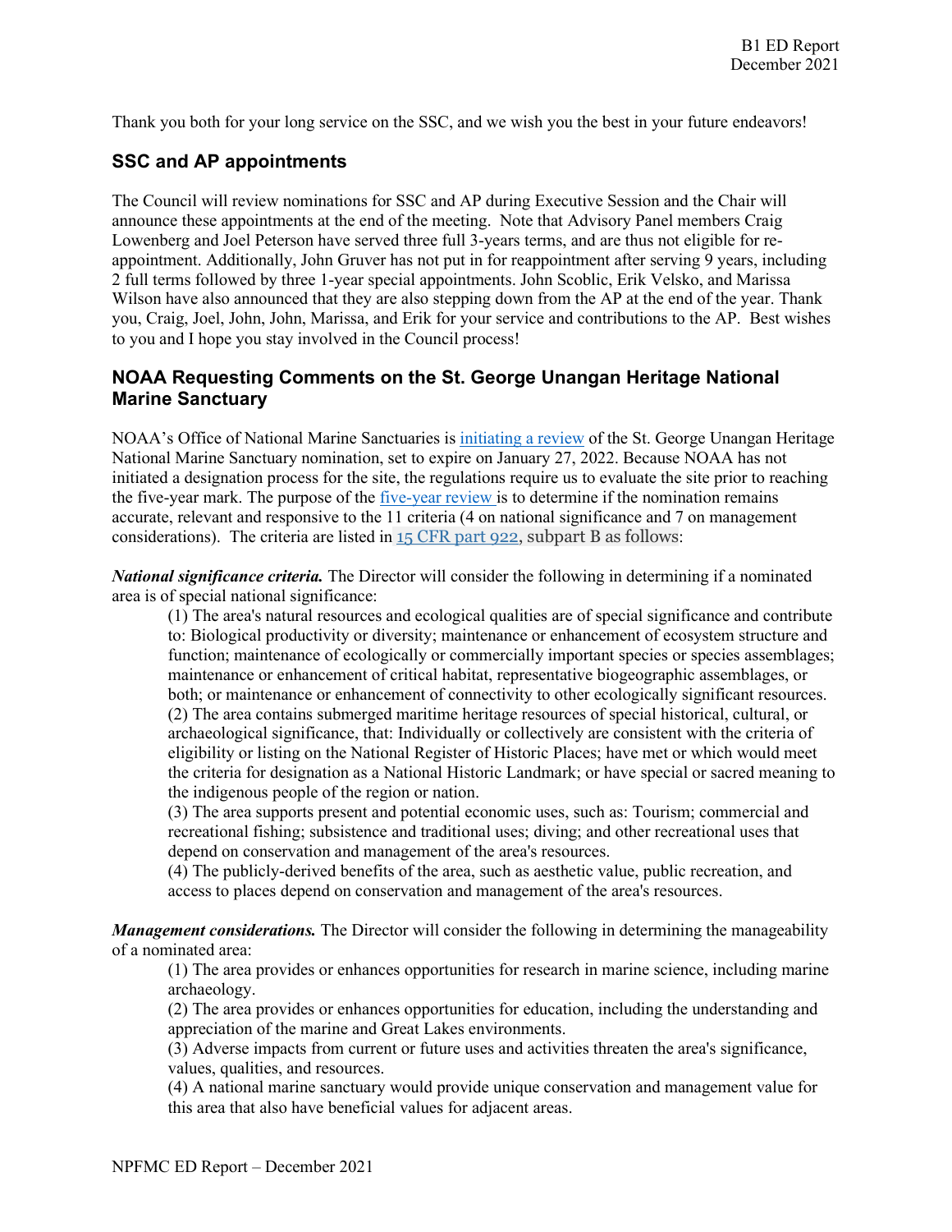Thank you both for your long service on the SSC, and we wish you the best in your future endeavors!

## SSC and AP appointments

The Council will review nominations for SSC and AP during Executive Session and the Chair will announce these appointments at the end of the meeting. Note that Advisory Panel members Craig Lowenberg and Joel Peterson have served three full 3-years terms, and are thus not eligible for re-appointment. Additionally, John Gruver has not put in for reappointment after serving 9 years, including 2 full terms followed by three 1-year special appointments. John Scoblic, Erik Velsko, and Marissa Wilson have also announced that they are also stepping down from the AP at the end of the year. Thank you, Craig, Joel, John, John, Marissa, and Erik for your service and contributions to the AP. Best wishes to you and I hope you stay involved in the Council process!

## NOAA Requesting Comments on the St. George Unangan Heritage National Marine Sanctuary

NOAA's Office of National Marine Sanctuaries is initiating a review of the St. George Unangan Heritage National Marine Sanctuary nomination, set to expire on January 27, 2022. Because NOAA has not initiated a designation process for the site, the regulations require us to evaluate the site prior to reaching the five-year mark. The purpose of the five-year review is to determine if the nomination remains accurate, relevant and responsive to the 11 criteria (4 on national significance and 7 on management considerations). The criteria are listed in 15 CFR part 922, subpart B as follows:

***National significance criteria.*** The Director will consider the following in determining if a nominated area is of special national significance:

(1) The area's natural resources and ecological qualities are of special significance and contribute to: Biological productivity or diversity; maintenance or enhancement of ecosystem structure and function; maintenance of ecologically or commercially important species or species assemblages; maintenance or enhancement of critical habitat, representative biogeographic assemblages, or both; or maintenance or enhancement of connectivity to other ecologically significant resources.
(2) The area contains submerged maritime heritage resources of special historical, cultural, or archaeological significance, that: Individually or collectively are consistent with the criteria of eligibility or listing on the National Register of Historic Places; have met or which would meet the criteria for designation as a National Historic Landmark; or have special or sacred meaning to the indigenous people of the region or nation.
(3) The area supports present and potential economic uses, such as: Tourism; commercial and recreational fishing; subsistence and traditional uses; diving; and other recreational uses that depend on conservation and management of the area's resources.
(4) The publicly-derived benefits of the area, such as aesthetic value, public recreation, and access to places depend on conservation and management of the area's resources.

***Management considerations.*** The Director will consider the following in determining the manageability of a nominated area:

(1) The area provides or enhances opportunities for research in marine science, including marine archaeology.
(2) The area provides or enhances opportunities for education, including the understanding and appreciation of the marine and Great Lakes environments.
(3) Adverse impacts from current or future uses and activities threaten the area's significance, values, qualities, and resources.
(4) A national marine sanctuary would provide unique conservation and management value for this area that also have beneficial values for adjacent areas.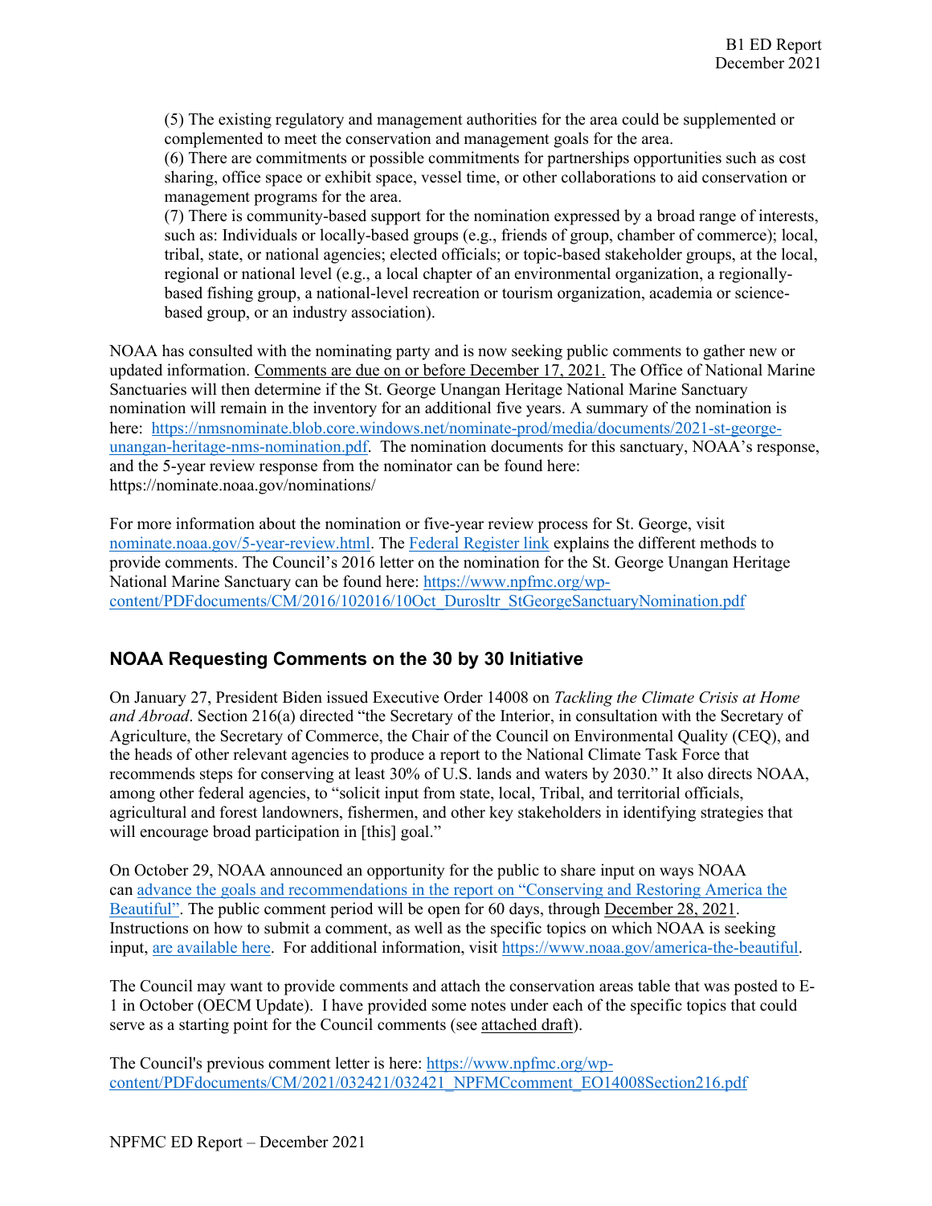(5) The existing regulatory and management authorities for the area could be supplemented or complemented to meet the conservation and management goals for the area.
(6) There are commitments or possible commitments for partnerships opportunities such as cost sharing, office space or exhibit space, vessel time, or other collaborations to aid conservation or management programs for the area.
(7) There is community-based support for the nomination expressed by a broad range of interests, such as: Individuals or locally-based groups (e.g., friends of group, chamber of commerce); local, tribal, state, or national agencies; elected officials; or topic-based stakeholder groups, at the local, regional or national level (e.g., a local chapter of an environmental organization, a regionally-based fishing group, a national-level recreation or tourism organization, academia or science-based group, or an industry association).

NOAA has consulted with the nominating party and is now seeking public comments to gather new or updated information. Comments are due on or before December 17, 2021. The Office of National Marine Sanctuaries will then determine if the St. George Unangan Heritage National Marine Sanctuary nomination will remain in the inventory for an additional five years. A summary of the nomination is here: [https://nmsnominate.blob.core.windows.net/nominate-prod/media/documents/2021-st-george-unangan-heritage-nms-nomination.pdf](https://nmsnominate.blob.core.windows.net/nominate-prod/media/documents/2021-st-george-unangan-heritage-nms-nomination.pdf). The nomination documents for this sanctuary, NOAA's response, and the 5-year review response from the nominator can be found here: https://nominate.noaa.gov/nominations/

For more information about the nomination or five-year review process for St. George, visit [nominate.noaa.gov/5-year-review.html](nominate.noaa.gov/5-year-review.html). The Federal Register link explains the different methods to provide comments. The Council's 2016 letter on the nomination for the St. George Unangan Heritage National Marine Sanctuary can be found here: [https://www.npfmc.org/wp-content/PDFdocuments/CM/2016/102016/10Oct_Durosltr_StGeorgeSanctuaryNomination.pdf](https://www.npfmc.org/wp-content/PDFdocuments/CM/2016/102016/10Oct_Durosltr_StGeorgeSanctuaryNomination.pdf)

## NOAA Requesting Comments on the 30 by 30 Initiative

On January 27, President Biden issued Executive Order 14008 on *Tackling the Climate Crisis at Home and Abroad*. Section 216(a) directed "the Secretary of the Interior, in consultation with the Secretary of Agriculture, the Secretary of Commerce, the Chair of the Council on Environmental Quality (CEQ), and the heads of other relevant agencies to produce a report to the National Climate Task Force that recommends steps for conserving at least 30% of U.S. lands and waters by 2030." It also directs NOAA, among other federal agencies, to "solicit input from state, local, Tribal, and territorial officials, agricultural and forest landowners, fishermen, and other key stakeholders in identifying strategies that will encourage broad participation in [this] goal."

On October 29, NOAA announced an opportunity for the public to share input on ways NOAA can advance the goals and recommendations in the report on "Conserving and Restoring America the Beautiful". The public comment period will be open for 60 days, through December 28, 2021. Instructions on how to submit a comment, as well as the specific topics on which NOAA is seeking input, are available here. For additional information, visit [https://www.noaa.gov/america-the-beautiful](https://www.noaa.gov/america-the-beautiful).

The Council may want to provide comments and attach the conservation areas table that was posted to E-1 in October (OECM Update). I have provided some notes under each of the specific topics that could serve as a starting point for the Council comments (see attached draft).

The Council's previous comment letter is here: [https://www.npfmc.org/wp-content/PDFdocuments/CM/2021/032421/032421_NPFMCcomment_EO14008Section216.pdf](https://www.npfmc.org/wp-content/PDFdocuments/CM/2021/032421/032421_NPFMCcomment_EO14008Section216.pdf)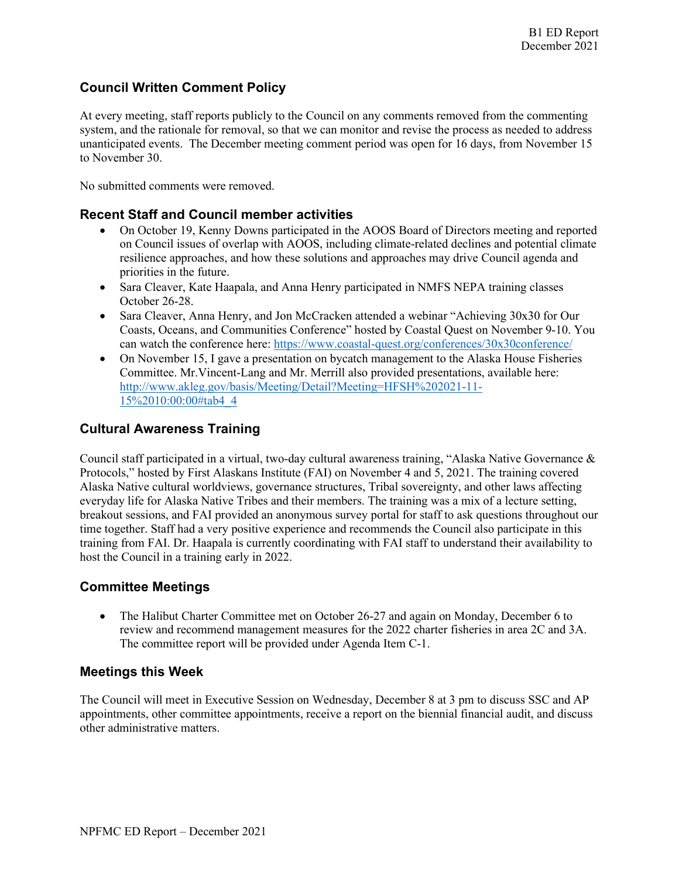## Council Written Comment Policy

At every meeting, staff reports publicly to the Council on any comments removed from the commenting system, and the rationale for removal, so that we can monitor and revise the process as needed to address unanticipated events. The December meeting comment period was open for 16 days, from November 15 to November 30.

No submitted comments were removed.

### Recent Staff and Council member activities

- On October 19, Kenny Downs participated in the AOOS Board of Directors meeting and reported on Council issues of overlap with AOOS, including climate-related declines and potential climate resilience approaches, and how these solutions and approaches may drive Council agenda and priorities in the future.
- Sara Cleaver, Kate Haapala, and Anna Henry participated in NMFS NEPA training classes October 26-28.
- Sara Cleaver, Anna Henry, and Jon McCracken attended a webinar "Achieving 30x30 for Our Coasts, Oceans, and Communities Conference" hosted by Coastal Quest on November 9-10. You can watch the conference here: https://www.coastal-quest.org/conferences/30x30conference/
- On November 15, I gave a presentation on bycatch management to the Alaska House Fisheries Committee. Mr.Vincent-Lang and Mr. Merrill also provided presentations, available here: http://www.akleg.gov/basis/Meeting/Detail?Meeting=HFSH%202021-11-15%2010:00:00#tab4_4

## Cultural Awareness Training

Council staff participated in a virtual, two-day cultural awareness training, "Alaska Native Governance & Protocols," hosted by First Alaskans Institute (FAI) on November 4 and 5, 2021. The training covered Alaska Native cultural worldviews, governance structures, Tribal sovereignty, and other laws affecting everyday life for Alaska Native Tribes and their members. The training was a mix of a lecture setting, breakout sessions, and FAI provided an anonymous survey portal for staff to ask questions throughout our time together. Staff had a very positive experience and recommends the Council also participate in this training from FAI. Dr. Haapala is currently coordinating with FAI staff to understand their availability to host the Council in a training early in 2022.

## Committee Meetings

- The Halibut Charter Committee met on October 26-27 and again on Monday, December 6 to review and recommend management measures for the 2022 charter fisheries in area 2C and 3A. The committee report will be provided under Agenda Item C-1.

## Meetings this Week

The Council will meet in Executive Session on Wednesday, December 8 at 3 pm to discuss SSC and AP appointments, other committee appointments, receive a report on the biennial financial audit, and discuss other administrative matters.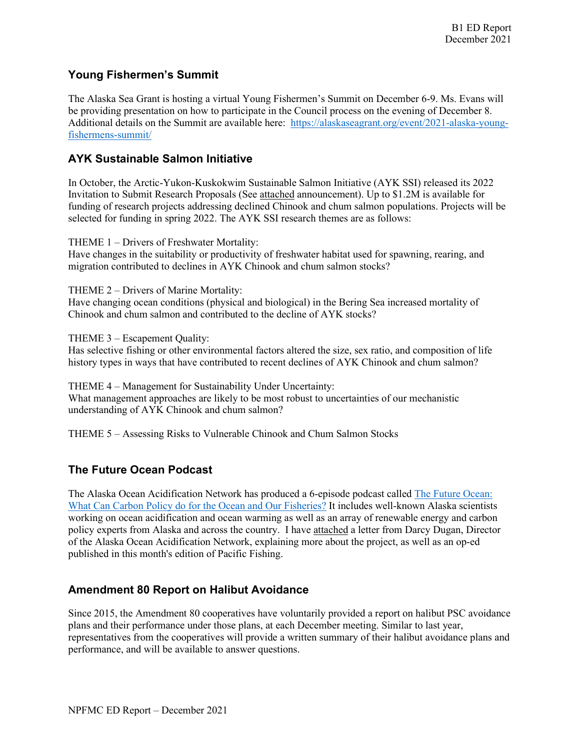## Young Fishermen's Summit

The Alaska Sea Grant is hosting a virtual Young Fishermen's Summit on December 6-9. Ms. Evans will be providing presentation on how to participate in the Council process on the evening of December 8. Additional details on the Summit are available here: [https://alaskaseagrant.org/event/2021-alaska-young-fishermens-summit/](https://alaskaseagrant.org/event/2021-alaska-young-fishermens-summit/)

## AYK Sustainable Salmon Initiative

In October, the Arctic-Yukon-Kuskokwim Sustainable Salmon Initiative (AYK SSI) released its 2022 Invitation to Submit Research Proposals (See attached announcement). Up to $1.2M is available for funding of research projects addressing declined Chinook and chum salmon populations. Projects will be selected for funding in spring 2022. The AYK SSI research themes are as follows:

THEME 1 – Drivers of Freshwater Mortality:
Have changes in the suitability or productivity of freshwater habitat used for spawning, rearing, and migration contributed to declines in AYK Chinook and chum salmon stocks?

THEME 2 – Drivers of Marine Mortality:
Have changing ocean conditions (physical and biological) in the Bering Sea increased mortality of Chinook and chum salmon and contributed to the decline of AYK stocks?

THEME 3 – Escapement Quality:
Has selective fishing or other environmental factors altered the size, sex ratio, and composition of life history types in ways that have contributed to recent declines of AYK Chinook and chum salmon?

THEME 4 – Management for Sustainability Under Uncertainty:
What management approaches are likely to be most robust to uncertainties of our mechanistic understanding of AYK Chinook and chum salmon?

THEME 5 – Assessing Risks to Vulnerable Chinook and Chum Salmon Stocks

## The Future Ocean Podcast

The Alaska Ocean Acidification Network has produced a 6-episode podcast called The Future Ocean: What Can Carbon Policy do for the Ocean and Our Fisheries? It includes well-known Alaska scientists working on ocean acidification and ocean warming as well as an array of renewable energy and carbon policy experts from Alaska and across the country. I have attached a letter from Darcy Dugan, Director of the Alaska Ocean Acidification Network, explaining more about the project, as well as an op-ed published in this month's edition of Pacific Fishing.

## Amendment 80 Report on Halibut Avoidance

Since 2015, the Amendment 80 cooperatives have voluntarily provided a report on halibut PSC avoidance plans and their performance under those plans, at each December meeting. Similar to last year, representatives from the cooperatives will provide a written summary of their halibut avoidance plans and performance, and will be available to answer questions.